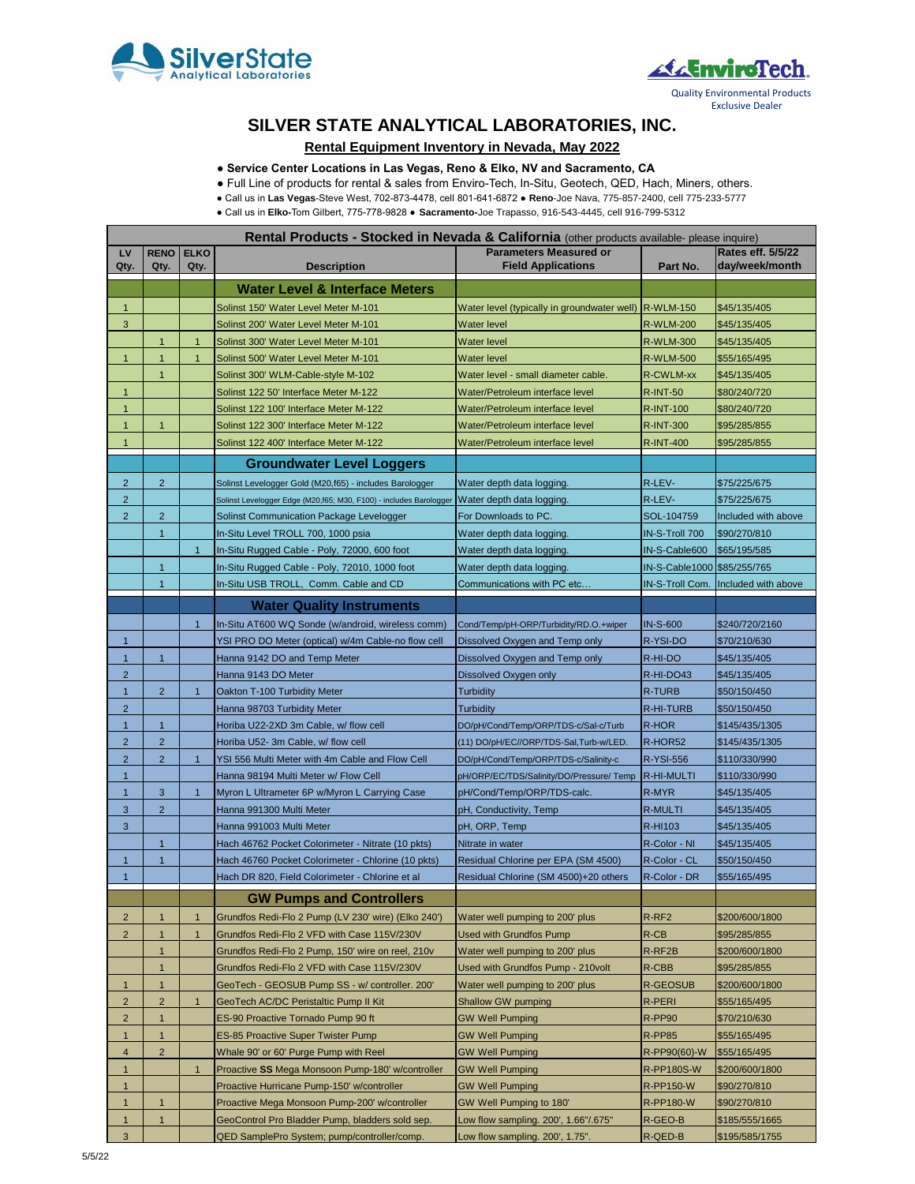SilverState Analytical Laboratories

EnviroTech — Quality Environmental Products Exclusive Dealer

# SILVER STATE ANALYTICAL LABORATORIES, INC.

## Rental Equipment Inventory in Nevada, May 2022

- **Service Center Locations in Las Vegas, Reno & Elko, NV and Sacramento, CA**
- Full Line of products for rental & sales from Enviro-Tech, In-Situ, Geotech, QED, Hach, Miners, others.
- Call us in **Las Vegas**-Steve West, 702-873-4478, cell 801-641-6872 ● **Reno**-Joe Nava, 775-857-2400, cell 775-233-5777
- Call us in **Elko**-Tom Gilbert, 775-778-9828 ● **Sacramento**-Joe Trapasso, 916-543-4445, cell 916-799-5312

**Rental Products - Stocked in Nevada & California** (other products available- please inquire)

| LV Qty. | RENO Qty. | ELKO Qty. | Description | Parameters Measured or Field Applications | Part No. | Rates eff. 5/5/22 day/week/month |
|---|---|---|---|---|---|---|
| | | | **Water Level & Interface Meters** | | | |
| 1 | | | Solinst 150' Water Level Meter M-101 | Water level (typically in groundwater well) | R-WLM-150 | $45/135/405 |
| 3 | | | Solinst 200' Water Level Meter M-101 | Water level | R-WLM-200 | $45/135/405 |
| | 1 | 1 | Solinst 300' Water Level Meter M-101 | Water level | R-WLM-300 | $45/135/405 |
| 1 | 1 | 1 | Solinst 500' Water Level Meter M-101 | Water level | R-WLM-500 | $55/165/495 |
| | 1 | | Solinst 300' WLM-Cable-style M-102 | Water level - small diameter cable. | R-CWLM-xx | $45/135/405 |
| 1 | | | Solinst 122 50' Interface Meter M-122 | Water/Petroleum interface level | R-INT-50 | $80/240/720 |
| 1 | | | Solinst 122 100' Interface Meter M-122 | Water/Petroleum interface level | R-INT-100 | $80/240/720 |
| 1 | 1 | | Solinst 122 300' Interface Meter M-122 | Water/Petroleum interface level | R-INT-300 | $95/285/855 |
| 1 | | | Solinst 122 400' Interface Meter M-122 | Water/Petroleum interface level | R-INT-400 | $95/285/855 |
| | | | **Groundwater Level Loggers** | | | |
| 2 | 2 | | Solinst Levelogger Gold (M20,f65) - includes Barologger | Water depth data logging. | R-LEV- | $75/225/675 |
| 2 | | | Solinst Levelogger Edge (M20,f65; M30, F100) - includes Barologger | Water depth data logging. | R-LEV- | $75/225/675 |
| 2 | 2 | | Solinst Communication Package Levelogger | For Downloads to PC. | SOL-104759 | Included with above |
| | 1 | | In-Situ Level TROLL 700, 1000 psia | Water depth data logging. | IN-S-Troll 700 | $90/270/810 |
| | | 1 | In-Situ Rugged Cable - Poly, 72000, 600 foot | Water depth data logging. | IN-S-Cable600 | $65/195/585 |
| | 1 | | In-Situ Rugged Cable - Poly, 72010, 1000 foot | Water depth data logging. | IN-S-Cable1000 | $85/255/765 |
| | 1 | | In-Situ USB TROLL, Comm. Cable and CD | Communications with PC etc… | IN-S-Troll Com. | Included with above |
| | | | **Water Quality Instruments** | | | |
| | | 1 | In-Situ AT600 WQ Sonde (w/android, wireless comm) | Cond/Temp/pH-ORP/Turbidity/RD.O.+wiper | IN-S-600 | $240/720/2160 |
| 1 | | | YSI PRO DO Meter (optical) w/4m Cable-no flow cell | Dissolved Oxygen and Temp only | R-YSI-DO | $70/210/630 |
| 1 | 1 | | Hanna 9142 DO and Temp Meter | Dissolved Oxygen and Temp only | R-HI-DO | $45/135/405 |
| 2 | | | Hanna 9143 DO Meter | Dissolved Oxygen only | R-HI-DO43 | $45/135/405 |
| 1 | 2 | 1 | Oakton T-100 Turbidity Meter | Turbidity | R-TURB | $50/150/450 |
| 2 | | | Hanna 98703 Turbidity Meter | Turbidity | R-HI-TURB | $50/150/450 |
| 1 | 1 | | Horiba U22-2XD 3m Cable, w/ flow cell | DO/pH/Cond/Temp/ORP/TDS-c/Sal-c/Turb | R-HOR | $145/435/1305 |
| 2 | 2 | | Horiba U52- 3m Cable, w/ flow cell | (11) DO/pH/EC//ORP/TDS-Sal,Turb-w/LED. | R-HOR52 | $145/435/1305 |
| 2 | 2 | 1 | YSI 556 Multi Meter with 4m Cable and Flow Cell | DO/pH/Cond/Temp/ORP/TDS-c/Salinity-c | R-YSI-556 | $110/330/990 |
| 1 | | | Hanna 98194 Multi Meter w/ Flow Cell | pH/ORP/EC/TDS/Salinity/DO/Pressure/ Temp | R-HI-MULTI | $110/330/990 |
| 1 | 3 | 1 | Myron L Ultrameter 6P w/Myron L Carrying Case | pH/Cond/Temp/ORP/TDS-calc. | R-MYR | $45/135/405 |
| 3 | 2 | | Hanna 991300 Multi Meter | pH, Conductivity, Temp | R-MULTI | $45/135/405 |
| 3 | | | Hanna 991003 Multi Meter | pH, ORP, Temp | R-HI103 | $45/135/405 |
| | 1 | | Hach 46762 Pocket Colorimeter - Nitrate (10 pkts) | Nitrate in water | R-Color - NI | $45/135/405 |
| 1 | 1 | | Hach 46760 Pocket Colorimeter - Chlorine (10 pkts) | Residual Chlorine per EPA (SM 4500) | R-Color - CL | $50/150/450 |
| 1 | | | Hach DR 820, Field Colorimeter - Chlorine et al | Residual Chlorine (SM 4500)+20 others | R-Color - DR | $55/165/495 |
| | | | **GW Pumps and Controllers** | | | |
| 2 | 1 | 1 | Grundfos Redi-Flo 2 Pump (LV 230' wire) (Elko 240') | Water well pumping to 200' plus | R-RF2 | $200/600/1800 |
| 2 | 1 | 1 | Grundfos Redi-Flo 2 VFD with Case 115V/230V | Used with Grundfos Pump | R-CB | $95/285/855 |
| | 1 | | Grundfos Redi-Flo 2 Pump, 150' wire on reel, 210v | Water well pumping to 200' plus | R-RF2B | $200/600/1800 |
| | 1 | | Grundfos Redi-Flo 2 VFD with Case 115V/230V | Used with Grundfos Pump - 210volt | R-CBB | $95/285/855 |
| 1 | 1 | | GeoTech - GEOSUB Pump SS - w/ controller. 200' | Water well pumping to 200' plus | R-GEOSUB | $200/600/1800 |
| 2 | 2 | 1 | GeoTech AC/DC Peristaltic Pump II Kit | Shallow GW pumping | R-PERI | $55/165/495 |
| 2 | 1 | | ES-90 Proactive Tornado Pump 90 ft | GW Well Pumping | R-PP90 | $70/210/630 |
| 1 | 1 | | ES-85 Proactive Super Twister Pump | GW Well Pumping | R-PP85 | $55/165/495 |
| 4 | 2 | | Whale 90' or 60' Purge Pump with Reel | GW Well Pumping | R-PP90(60)-W | $55/165/495 |
| 1 | | 1 | Proactive **SS** Mega Monsoon Pump-180' w/controller | GW Well Pumping | R-PP180S-W | $200/600/1800 |
| 1 | | | Proactive Hurricane Pump-150' w/controller | GW Well Pumping | R-PP150-W | $90/270/810 |
| 1 | 1 | | Proactive Mega Monsoon Pump-200' w/controller | GW Well Pumping to 180' | R-PP180-W | $90/270/810 |
| 1 | 1 | | GeoControl Pro Bladder Pump, bladders sold sep. | Low flow sampling. 200', 1.66"/.675" | R-GEO-B | $185/555/1665 |
| 3 | | | QED SamplePro System; pump/controller/comp. | Low flow sampling. 200', 1.75". | R-QED-B | $195/585/1755 |

5/5/22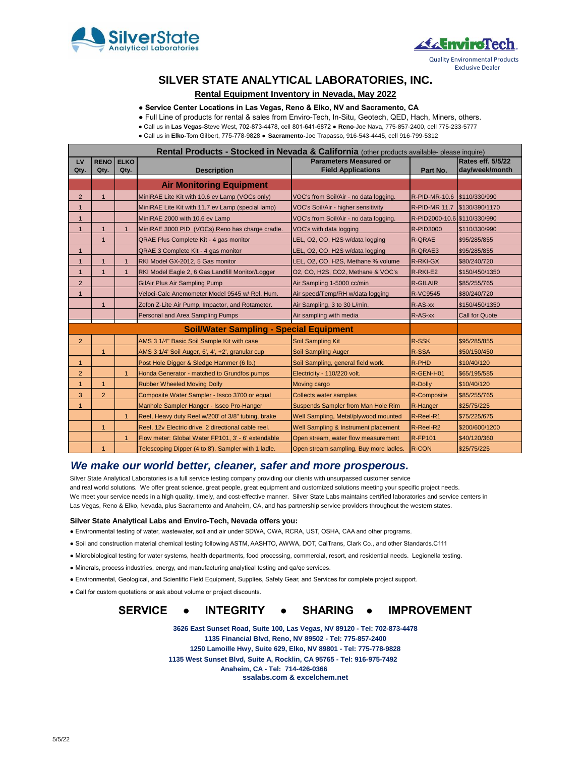Quality Environmental Products
Exclusive Dealer

# SILVER STATE ANALYTICAL LABORATORIES, INC.

## Rental Equipment Inventory in Nevada, May 2022

- **Service Center Locations in Las Vegas, Reno & Elko, NV and Sacramento, CA**
- Full Line of products for rental & sales from Enviro-Tech, In-Situ, Geotech, QED, Hach, Miners, others.
- Call us in **Las Vegas**-Steve West, 702-873-4478, cell 801-641-6872 ● **Reno**-Joe Nava, 775-857-2400, cell 775-233-5777
- Call us in **Elko-**Tom Gilbert, 775-778-9828 ● **Sacramento-**Joe Trapasso, 916-543-4445, cell 916-799-5312

**Rental Products - Stocked in Nevada & California** (other products available- please inquire)

| LV Qty. | RENO Qty. | ELKO Qty. | Description | Parameters Measured or Field Applications | Part No. | Rates eff. 5/5/22 day/week/month |
|---|---|---|---|---|---|---|
| | | | **Air Monitoring Equipment** | | | |
| 2 | 1 | | MiniRAE Lite Kit with 10.6 ev Lamp (VOCs only) | VOC's from Soil/Air - no data logging. | R-PID-MR-10.6 | $110/330/990 |
| 1 | | | MiniRAE Lite Kit with 11.7 ev Lamp (special lamp) | VOC's Soil/Air - higher sensitivity | R-PID-MR 11.7 | $130/390/1170 |
| 1 | | | MiniRAE 2000 with 10.6 ev Lamp | VOC's from Soil/Air - no data logging. | R-PID2000-10.6 | $110/330/990 |
| 1 | 1 | 1 | MiniRAE 3000 PID (VOCs) Reno has charge cradle. | VOC's with data logging | R-PID3000 | $110/330/990 |
| | 1 | | QRAE Plus Complete Kit - 4 gas monitor | LEL, O2, CO, H2S w/data logging | R-QRAE | $95/285/855 |
| 1 | | | QRAE 3 Complete Kit - 4 gas monitor | LEL, O2, CO, H2S w/data logging | R-QRAE3 | $95/285/855 |
| 1 | 1 | 1 | RKI Model GX-2012, 5 Gas monitor | LEL, O2, CO, H2S, Methane % volume | R-RKI-GX | $80/240/720 |
| 1 | 1 | 1 | RKI Model Eagle 2, 6 Gas Landfill Monitor/Logger | O2, CO, H2S, CO2, Methane & VOC's | R-RKI-E2 | $150/450/1350 |
| 2 | | | GilAir Plus Air Sampling Pump | Air Sampling 1-5000 cc/min | R-GILAIR | $85/255/765 |
| 1 | | | Veloci-Calc Anemometer Model 9545 w/ Rel. Hum. | Air speed/Temp/RH w/data logging | R-VC9545 | $80/240/720 |
| | 1 | | Zefon Z-Lite Air Pump, Impactor, and Rotameter. | Air Sampling, 3 to 30 L/min. | R-AS-xx | $150/450/1350 |
| | | | Personal and Area Sampling Pumps | Air sampling with media | R-AS-xx | Call for Quote |
| | | | **Soil/Water Sampling - Special Equipment** | | | |
| 2 | | | AMS 3 1/4" Basic Soil Sample Kit with case | Soil Sampling Kit | R-SSK | $95/285/855 |
| | 1 | | AMS 3 1/4' Soil Auger, 6', 4', +2', granular cup | Soil Sampling Auger | R-SSA | $50/150/450 |
| 1 | | | Post Hole Digger & Sledge Hammer (6 lb.) | Soil Sampling, general field work. | R-PHD | $10/40/120 |
| 2 | | 1 | Honda Generator - matched to Grundfos pumps | Electricity - 110/220 volt. | R-GEN-H01 | $65/195/585 |
| 1 | 1 | | Rubber Wheeled Moving Dolly | Moving cargo | R-Dolly | $10/40/120 |
| 3 | 2 | | Composite Water Sampler - Issco 3700 or equal | Collects water samples | R-Composite | $85/255/765 |
| 1 | | | Manhole Sampler Hanger - Issco Pro-Hanger | Suspends Sampler from Man Hole Rim | R-Hanger | $25/75/225 |
| | | 1 | Reel, Heavy duty Reel w/200' of 3/8" tubing, brake | Well Sampling, Metal/plywood mounted | R-Reel-R1 | $75/225/675 |
| | 1 | | Reel, 12v Electric drive, 2 directional cable reel. | Well Sampling & Instrument placement | R-Reel-R2 | $200/600/1200 |
| | | 1 | Flow meter: Global Water FP101, 3' - 6' extendable | Open stream, water flow measurement | R-FP101 | $40/120/360 |
| | 1 | | Telescoping Dipper (4 to 8'). Sampler with 1 ladle. | Open stream sampling. Buy more ladles. | R-CON | $25/75/225 |

## *We make our world better, cleaner, safer and more prosperous.*

Silver State Analytical Laboratories is a full service testing company providing our clients with unsurpassed customer service and real world solutions. We offer great science, great people, great equipment and customized solutions meeting your specific project needs. We meet your service needs in a high quality, timely, and cost-effective manner. Silver State Labs maintains certified laboratories and service centers in Las Vegas, Reno & Elko, Nevada, plus Sacramento and Anaheim, CA, and has partnership service providers throughout the western states.

**Silver State Analytical Labs and Enviro-Tech, Nevada offers you:**

- Environmental testing of water, wastewater, soil and air under SDWA, CWA, RCRA, UST, OSHA, CAA and other programs.
- Soil and construction material chemical testing following ASTM, AASHTO, AWWA, DOT, CalTrans, Clark Co., and other Standards.C111
- Microbiological testing for water systems, health departments, food processing, commercial, resort, and residential needs. Legionella testing.
- Minerals, process industries, energy, and manufacturing analytical testing and qa/qc services.
- Environmental, Geological, and Scientific Field Equipment, Supplies, Safety Gear, and Services for complete project support.
- Call for custom quotations or ask about volume or project discounts.

## SERVICE ● INTEGRITY ● SHARING ● IMPROVEMENT

**3626 East Sunset Road, Suite 100, Las Vegas, NV 89120 - Tel: 702-873-4478**
**1135 Financial Blvd, Reno, NV 89502 - Tel: 775-857-2400**
**1250 Lamoille Hwy, Suite 629, Elko, NV 89801 - Tel: 775-778-9828**
**1135 West Sunset Blvd, Suite A, Rocklin, CA 95765 - Tel: 916-975-7492**
**Anaheim, CA - Tel: 714-426-0366**
**ssalabs.com & excelchem.net**

5/5/22